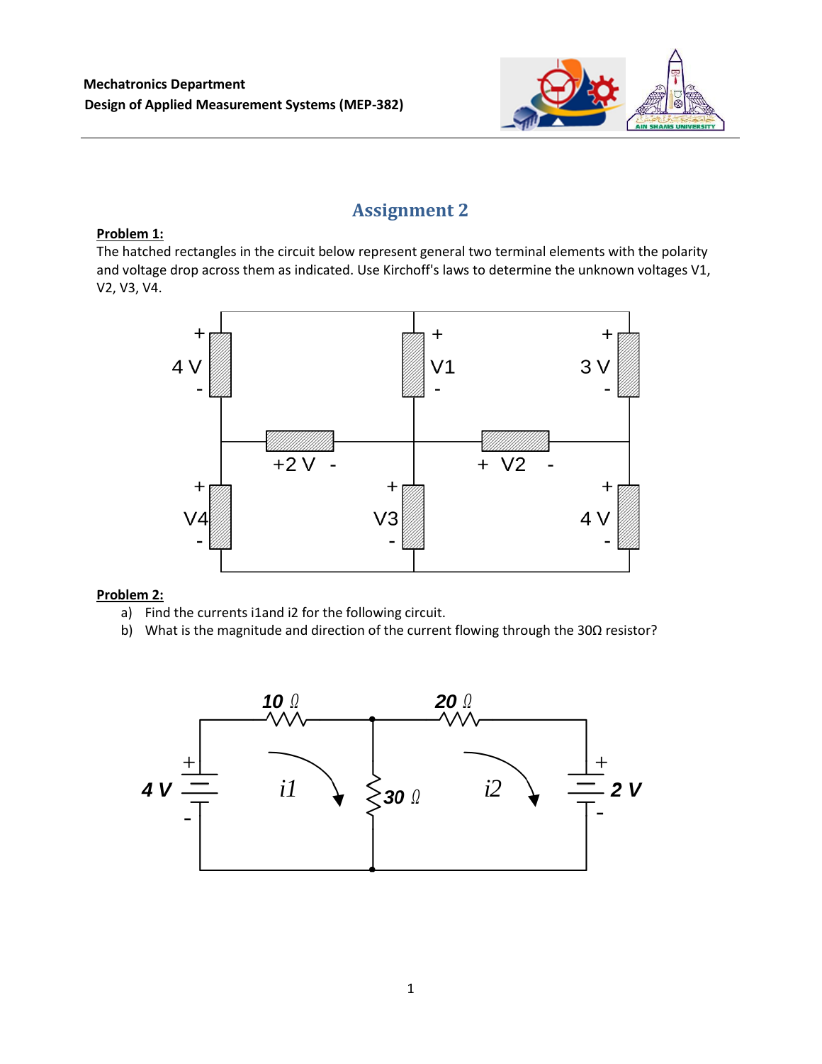Mechatronics Department

Design of Applied Measurement Systems (MEP-382)

# Assignment 2

**Problem 1:**

The hatched rectangles in the circuit below represent general two terminal elements with the polarity and voltage drop across them as indicated. Use Kirchoff's laws to determine the unknown voltages V1, V2, V3, V4.

**Problem 2:**

a) Find the currents i1and i2 for the following circuit.

b) What is the magnitude and direction of the current flowing through the 30Ω resistor?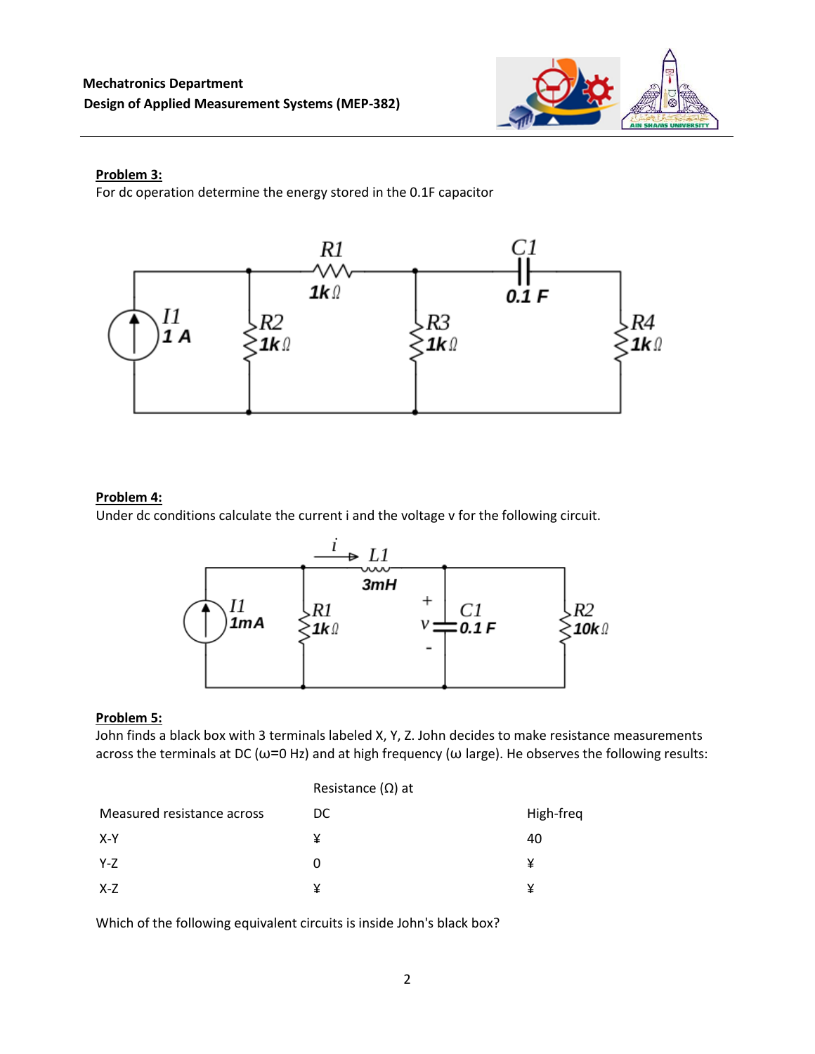## Problem 3:

For dc operation determine the energy stored in the 0.1F capacitor

## Problem 4:

Under dc conditions calculate the current i and the voltage v for the following circuit.

## Problem 5:

John finds a black box with 3 terminals labeled X, Y, Z. John decides to make resistance measurements across the terminals at DC (ω=0 Hz) and at high frequency (ω large). He observes the following results:

| Measured resistance across | Resistance (Ω) at DC | High-freq |
|---|---|---|
| X-Y | ¥ | 40 |
| Y-Z | 0 | ¥ |
| X-Z | ¥ | ¥ |

Which of the following equivalent circuits is inside John's black box?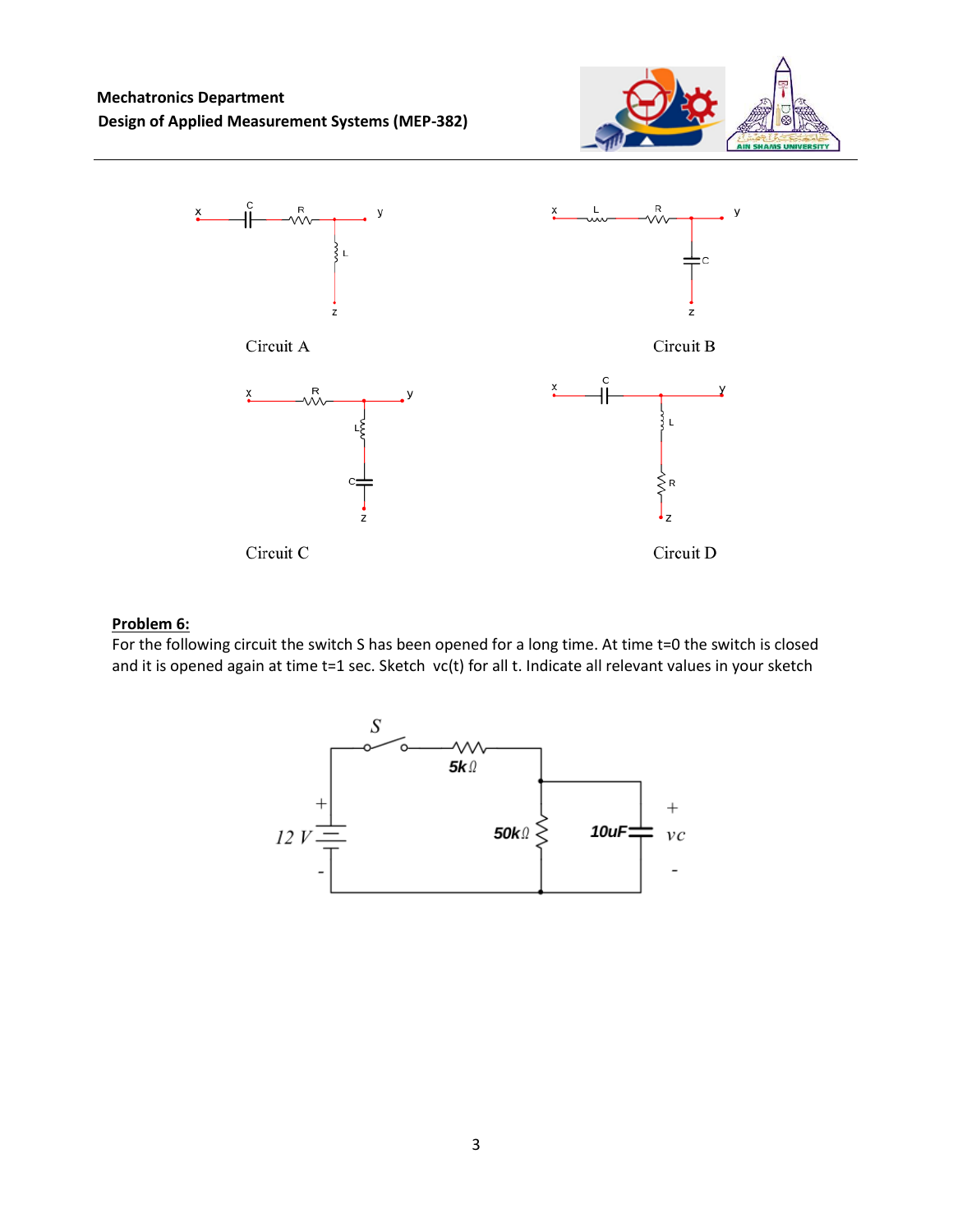Circuit A

Circuit B

Circuit C

Circuit D

**Problem 6:**

For the following circuit the switch S has been opened for a long time. At time t=0 the switch is closed and it is opened again at time t=1 sec. Sketch vc(t) for all t. Indicate all relevant values in your sketch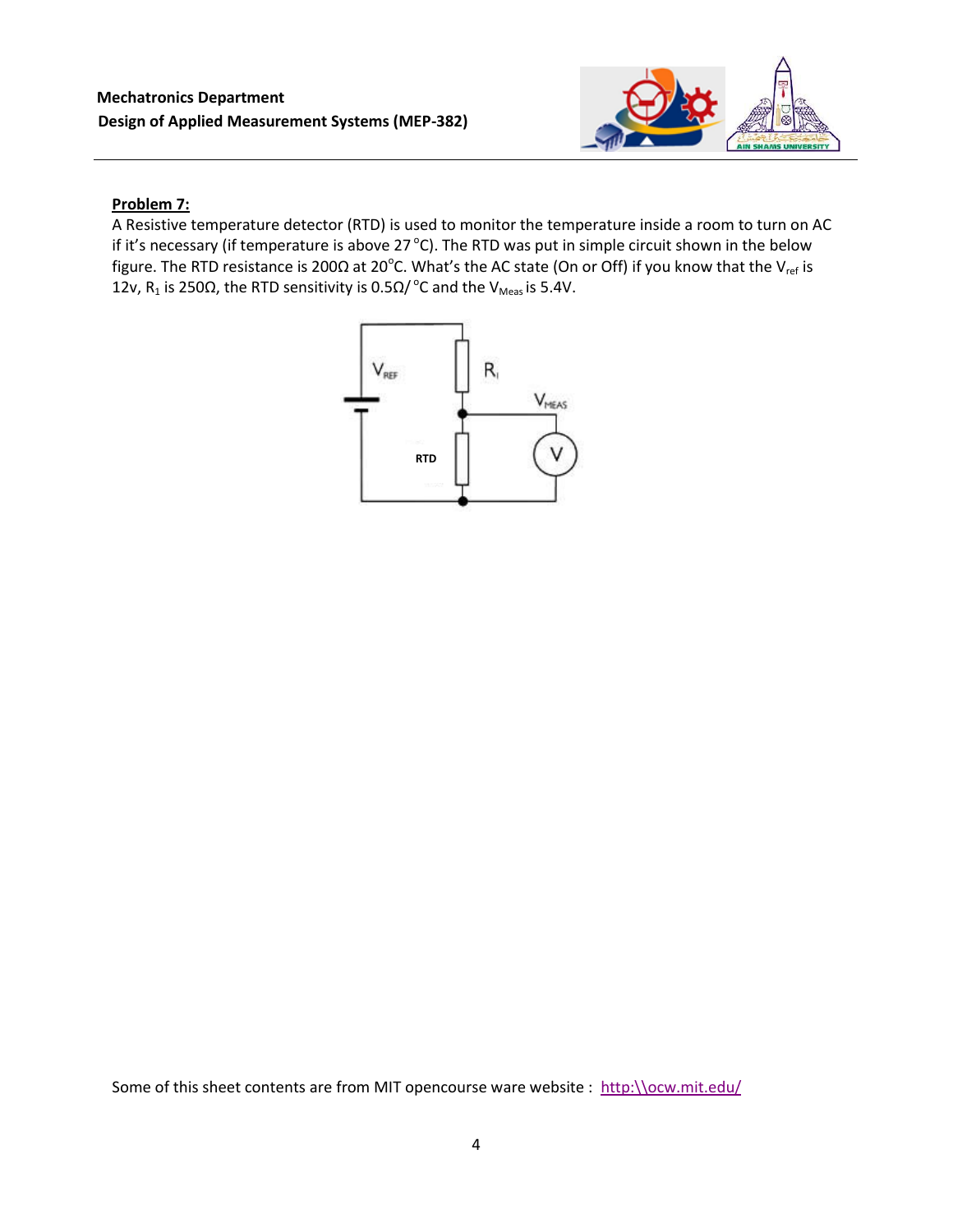**Mechatronics Department**
**Design of Applied Measurement Systems (MEP-382)**

**Problem 7:**

A Resistive temperature detector (RTD) is used to monitor the temperature inside a room to turn on AC if it's necessary (if temperature is above 27 °C). The RTD was put in simple circuit shown in the below figure. The RTD resistance is 200Ω at 20°C. What's the AC state (On or Off) if you know that the $V_{ref}$ is 12v, $R_1$ is 250Ω, the RTD sensitivity is 0.5Ω/ °C and the $V_{Meas}$ is 5.4V.

$V_{REF}$

$R_1$

$V_{MEAS}$

RTD

V

Some of this sheet contents are from MIT opencourse ware website : http:\\ocw.mit.edu/